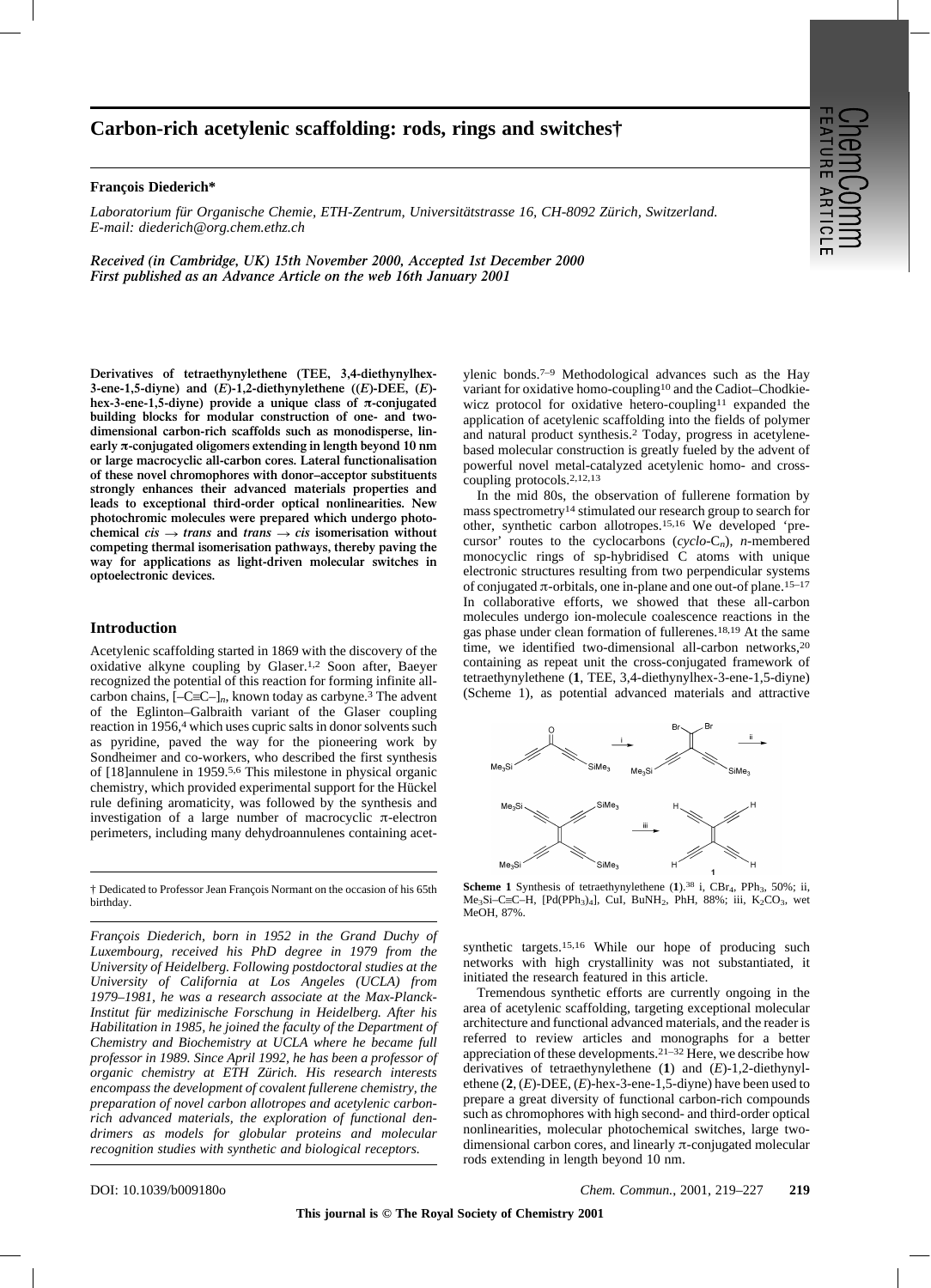# Carbon-rich acetylenic scaffolding: rods, rings and switches†

**François Diederich***

*Laboratorium für Organische Chemie, ETH-Zentrum, Universitätstrasse 16, CH-8092 Zürich, Switzerland. E-mail: diederich@org.chem.ethz.ch*

***Received (in Cambridge, UK) 15th November 2000, Accepted 1st December 2000***
***First published as an Advance Article on the web 16th January 2001***

**Derivatives of tetraethynylethene (TEE, 3,4-diethynylhex-3-ene-1,5-diyne) and (*E*)-1,2-diethynylethene ((*E*)-DEE, (*E*)-hex-3-ene-1,5-diyne) provide a unique class of π-conjugated building blocks for modular construction of one- and two-dimensional carbon-rich scaffolds such as monodisperse, linearly π-conjugated oligomers extending in length beyond 10 nm or large macrocyclic all-carbon cores. Lateral functionalisation of these novel chromophores with donor–acceptor substituents strongly enhances their advanced materials properties and leads to exceptional third-order optical nonlinearities. New photochromic molecules were prepared which undergo photochemical *cis* → *trans* and *trans* → *cis* isomerisation without competing thermal isomerisation pathways, thereby paving the way for applications as light-driven molecular switches in optoelectronic devices.**

## Introduction

Acetylenic scaffolding started in 1869 with the discovery of the oxidative alkyne coupling by Glaser.[1,2] Soon after, Baeyer recognized the potential of this reaction for forming infinite all-carbon chains, $[-C{\equiv}C-]_n$, known today as carbyne.[3] The advent of the Eglinton–Galbraith variant of the Glaser coupling reaction in 1956,[4] which uses cupric salts in donor solvents such as pyridine, paved the way for the pioneering work by Sondheimer and co-workers, who described the first synthesis of [18]annulene in 1959.[5,6] This milestone in physical organic chemistry, which provided experimental support for the Hückel rule defining aromaticity, was followed by the synthesis and investigation of a large number of macrocyclic π-electron perimeters, including many dehydroannulenes containing acetylenic bonds.[7–9] Methodological advances such as the Hay variant for oxidative homo-coupling[10] and the Cadiot–Chodkiewicz protocol for oxidative hetero-coupling[11] expanded the application of acetylenic scaffolding into the fields of polymer and natural product synthesis.[2] Today, progress in acetylene-based molecular construction is greatly fueled by the advent of powerful novel metal-catalyzed acetylenic homo- and cross-coupling protocols.[2,12,13]

In the mid 80s, the observation of fullerene formation by mass spectrometry[14] stimulated our research group to search for other, synthetic carbon allotropes.[15,16] We developed 'precursor' routes to the cyclocarbons (*cyclo*-$C_n$), *n*-membered monocyclic rings of sp-hybridised C atoms with unique electronic structures resulting from two perpendicular systems of conjugated π-orbitals, one in-plane and one out-of plane.[15–17] In collaborative efforts, we showed that these all-carbon molecules undergo ion-molecule coalescence reactions in the gas phase under clean formation of fullerenes.[18,19] At the same time, we identified two-dimensional all-carbon networks,[20] containing as repeat unit the cross-conjugated framework of tetraethynylethene (**1**, TEE, 3,4-diethynylhex-3-ene-1,5-diyne) (Scheme 1), as potential advanced materials and attractive synthetic targets.[15,16] While our hope of producing such networks with high crystallinity was not substantiated, it initiated the research featured in this article.

**Scheme 1** Synthesis of tetraethynylethene (**1**).[38] i, $CBr_4$, $PPh_3$, 50%; ii, $Me_3Si$–C≡C–H, $[Pd(PPh_3)_4]$, CuI, $BuNH_2$, PhH, 88%; iii, $K_2CO_3$, wet MeOH, 87%.

Tremendous synthetic efforts are currently ongoing in the area of acetylenic scaffolding, targeting exceptional molecular architecture and functional advanced materials, and the reader is referred to review articles and monographs for a better appreciation of these developments.[21–32] Here, we describe how derivatives of tetraethynylethene (**1**) and (*E*)-1,2-diethynylethene (**2**, (*E*)-DEE, (*E*)-hex-3-ene-1,5-diyne) have been used to prepare a great diversity of functional carbon-rich compounds such as chromophores with high second- and third-order optical nonlinearities, molecular photochemical switches, large two-dimensional carbon cores, and linearly π-conjugated molecular rods extending in length beyond 10 nm.

† Dedicated to Professor Jean François Normant on the occasion of his 65th birthday.

*François Diederich, born in 1952 in the Grand Duchy of Luxembourg, received his PhD degree in 1979 from the University of Heidelberg. Following postdoctoral studies at the University of California at Los Angeles (UCLA) from 1979–1981, he was a research associate at the Max-Planck-Institut für medizinische Forschung in Heidelberg. After his Habilitation in 1985, he joined the faculty of the Department of Chemistry and Biochemistry at UCLA where he became full professor in 1989. Since April 1992, he has been a professor of organic chemistry at ETH Zürich. His research interests encompass the development of covalent fullerene chemistry, the preparation of novel carbon allotropes and acetylenic carbon-rich advanced materials, the exploration of functional dendrimers as models for globular proteins and molecular recognition studies with synthetic and biological receptors.*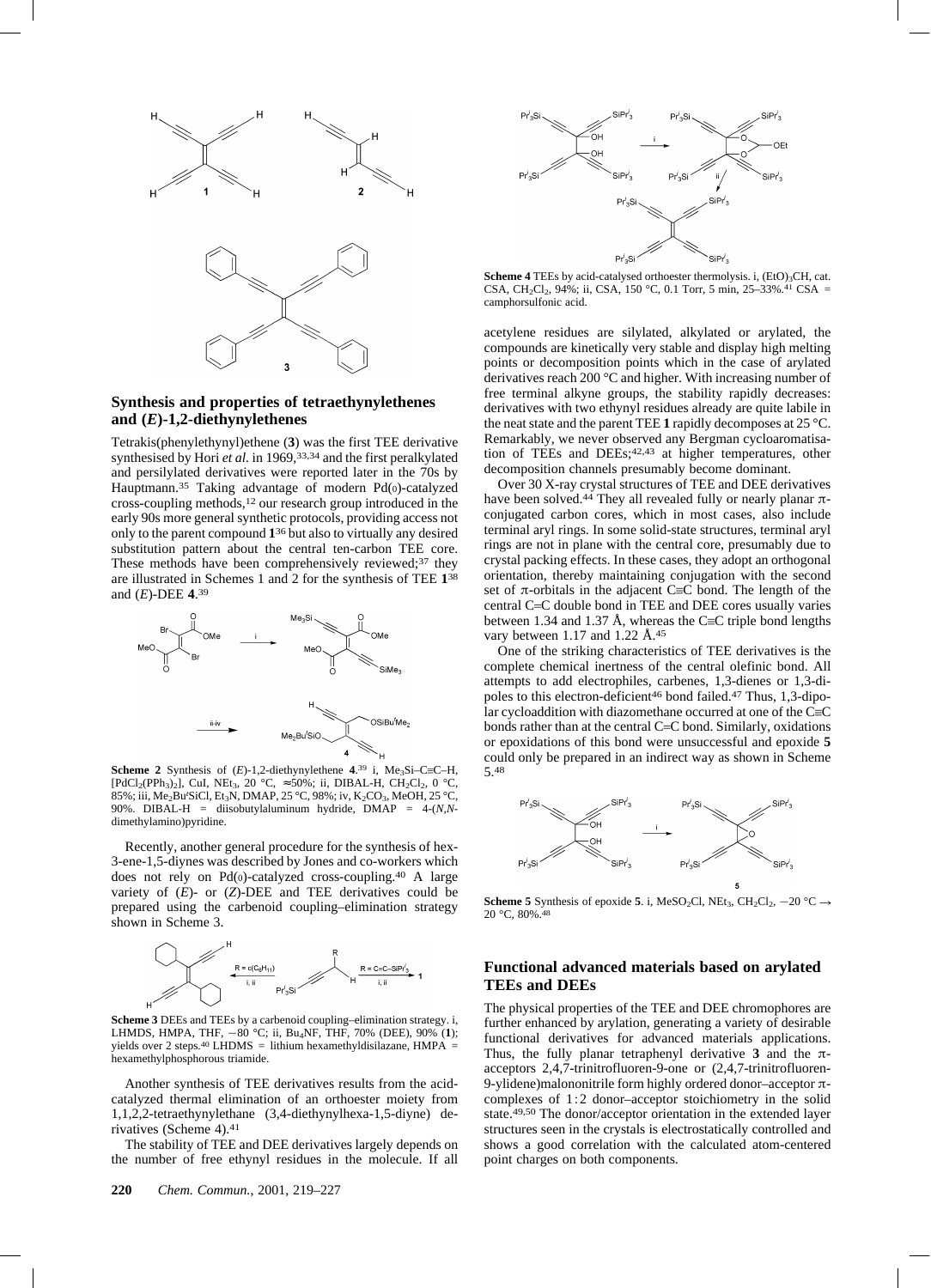## Synthesis and properties of tetraethynylethenes and (*E*)-1,2-diethynylethenes

Tetrakis(phenylethynyl)ethene (**3**) was the first TEE derivative synthesised by Hori *et al*. in 1969,[33,34] and the first peralkylated and persilylated derivatives were reported later in the 70s by Hauptmann.[35] Taking advantage of modern Pd(0)-catalyzed cross-coupling methods,[12] our research group introduced in the early 90s more general synthetic protocols, providing access not only to the parent compound **1**[36] but also to virtually any desired substitution pattern about the central ten-carbon TEE core. These methods have been comprehensively reviewed;[37] they are illustrated in Schemes 1 and 2 for the synthesis of TEE **1**[38] and (*E*)-DEE **4**.[39]

**Scheme 2** Synthesis of (*E*)-1,2-diethynylethene **4**.[39] i, $Me_3Si–C≡C–H$, $[PdCl_2(PPh_3)_2]$, CuI, $NEt_3$, 20 °C, ≈50%; ii, DIBAL-H, $CH_2Cl_2$, 0 °C, 85%; iii, $Me_2Bu^tSiCl$, $Et_3N$, DMAP, 25 °C, 98%; iv, $K_2CO_3$, MeOH, 25 °C, 90%. DIBAL-H = diisobutylaluminum hydride, DMAP = 4-(*N*,*N*-dimethylamino)pyridine.

Recently, another general procedure for the synthesis of hex-3-ene-1,5-diynes was described by Jones and co-workers which does not rely on Pd(0)-catalyzed cross-coupling.[40] A large variety of (*E*)- or (*Z*)-DEE and TEE derivatives could be prepared using the carbenoid coupling–elimination strategy shown in Scheme 3.

**Scheme 3** DEEs and TEEs by a carbenoid coupling–elimination strategy. i, LHMDS, HMPA, THF, −80 °C; ii, $Bu_4NF$, THF, 70% (DEE), 90% (**1**); yields over 2 steps.[40] LHDMS = lithium hexamethyldisilazane, HMPA = hexamethylphosphorous triamide.

Another synthesis of TEE derivatives results from the acid-catalyzed thermal elimination of an orthoester moiety from 1,1,2,2-tetraethynylethane (3,4-diethynylhexa-1,5-diyne) derivatives (Scheme 4).[41]

**Scheme 4** TEEs by acid-catalysed orthoester thermolysis. i, $(EtO)_3CH$, cat. CSA, $CH_2Cl_2$, 94%; ii, CSA, 150 °C, 0.1 Torr, 5 min, 25–33%.[41] CSA = camphorsulfonic acid.

The stability of TEE and DEE derivatives largely depends on the number of free ethynyl residues in the molecule. If all acetylene residues are silylated, alkylated or arylated, the compounds are kinetically very stable and display high melting points or decomposition points which in the case of arylated derivatives reach 200 °C and higher. With increasing number of free terminal alkyne groups, the stability rapidly decreases: derivatives with two ethynyl residues already are quite labile in the neat state and the parent TEE **1** rapidly decomposes at 25 °C. Remarkably, we never observed any Bergman cycloaromatisation of TEEs and DEEs;[42,43] at higher temperatures, other decomposition channels presumably become dominant.

Over 30 X-ray crystal structures of TEE and DEE derivatives have been solved.[44] They all revealed fully or nearly planar π-conjugated carbon cores, which in most cases, also include terminal aryl rings. In some solid-state structures, terminal aryl rings are not in plane with the central core, presumably due to crystal packing effects. In these cases, they adopt an orthogonal orientation, thereby maintaining conjugation with the second set of π-orbitals in the adjacent C≡C bond. The length of the central C=C double bond in TEE and DEE cores usually varies between 1.34 and 1.37 Å, whereas the C≡C triple bond lengths vary between 1.17 and 1.22 Å.[45]

One of the striking characteristics of TEE derivatives is the complete chemical inertness of the central olefinic bond. All attempts to add electrophiles, carbenes, 1,3-dienes or 1,3-dipoles to this electron-deficient[46] bond failed.[47] Thus, 1,3-dipolar cycloaddition with diazomethane occurred at one of the C≡C bonds rather than at the central C=C bond. Similarly, oxidations or epoxidations of this bond were unsuccessful and epoxide **5** could only be prepared in an indirect way as shown in Scheme 5.[48]

**Scheme 5** Synthesis of epoxide **5**. i, $MeSO_2Cl$, $NEt_3$, $CH_2Cl_2$, −20 °C → 20 °C, 80%.[48]

## Functional advanced materials based on arylated TEEs and DEEs

The physical properties of the TEE and DEE chromophores are further enhanced by arylation, generating a variety of desirable functional derivatives for advanced materials applications. Thus, the fully planar tetraphenyl derivative **3** and the π-acceptors 2,4,7-trinitrofluoren-9-one or (2,4,7-trinitrofluoren-9-ylidene)malononitrile form highly ordered donor–acceptor π-complexes of 1:2 donor–acceptor stoichiometry in the solid state.[49,50] The donor/acceptor orientation in the extended layer structures seen in the crystals is electrostatically controlled and shows a good correlation with the calculated atom-centered point charges on both components.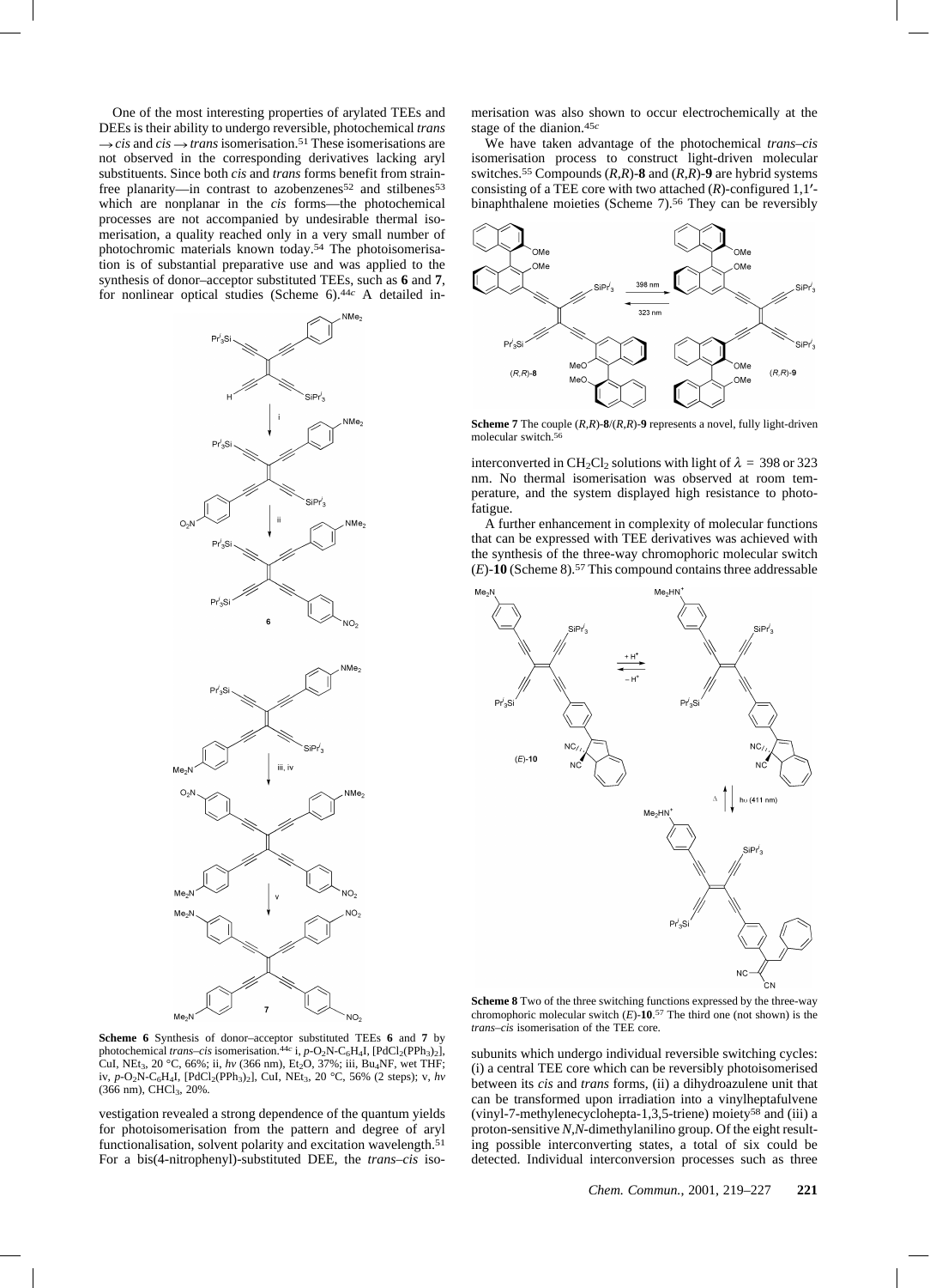One of the most interesting properties of arylated TEEs and DEEs is their ability to undergo reversible, photochemical *trans* → *cis* and *cis* → *trans* isomerisation.[51] These isomerisations are not observed in the corresponding derivatives lacking aryl substituents. Since both *cis* and *trans* forms benefit from strain-free planarity—in contrast to azobenzenes[52] and stilbenes[53] which are nonplanar in the *cis* forms—the photochemical processes are not accompanied by undesirable thermal isomerisation, a quality reached only in a very small number of photochromic materials known today.[54] The photoisomerisation is of substantial preparative use and was applied to the synthesis of donor–acceptor substituted TEEs, such as **6** and **7**, for nonlinear optical studies (Scheme 6).[44c] A detailed investigation revealed a strong dependence of the quantum yields for photoisomerisation from the pattern and degree of aryl functionalisation, solvent polarity and excitation wavelength.[51] For a bis(4-nitrophenyl)-substituted DEE, the *trans*–*cis* isomerisation was also shown to occur electrochemically at the stage of the dianion.[45c]

**Scheme 6** Synthesis of donor–acceptor substituted TEEs **6** and **7** by photochemical *trans*–*cis* isomerisation.[44c] i, *p*-$O_2N$-$C_6H_4I$, $[PdCl_2(PPh_3)_2]$, CuI, $NEt_3$, 20 °C, 66%; ii, *hν* (366 nm), $Et_2O$, 37%; iii, $Bu_4NF$, wet THF; iv, *p*-$O_2N$-$C_6H_4I$, $[PdCl_2(PPh_3)_2]$, CuI, $NEt_3$, 20 °C, 56% (2 steps); v, *hν* (366 nm), $CHCl_3$, 20%.

We have taken advantage of the photochemical *trans*–*cis* isomerisation process to construct light-driven molecular switches.[55] Compounds (*R*,*R*)-**8** and (*R*,*R*)-**9** are hybrid systems consisting of a TEE core with two attached (*R*)-configured 1,1′-binaphthalene moieties (Scheme 7).[56] They can be reversibly interconverted in $CH_2Cl_2$ solutions with light of $\lambda$ = 398 or 323 nm. No thermal isomerisation was observed at room temperature, and the system displayed high resistance to photofatigue.

**Scheme 7** The couple (*R*,*R*)-**8**/(*R*,*R*)-**9** represents a novel, fully light-driven molecular switch.[56]

A further enhancement in complexity of molecular functions that can be expressed with TEE derivatives was achieved with the synthesis of the three-way chromophoric molecular switch (*E*)-**10** (Scheme 8).[57] This compound contains three addressable subunits which undergo individual reversible switching cycles: (i) a central TEE core which can be reversibly photoisomerised between its *cis* and *trans* forms, (ii) a dihydroazulene unit that can be transformed upon irradiation into a vinylheptafulvene (vinyl-7-methylenecyclohepta-1,3,5-triene) moiety[58] and (iii) a proton-sensitive *N*,*N*-dimethylanilino group. Of the eight resulting possible interconverting states, a total of six could be detected. Individual interconversion processes such as three

**Scheme 8** Two of the three switching functions expressed by the three-way chromophoric molecular switch (*E*)-**10**.[57] The third one (not shown) is the *trans*–*cis* isomerisation of the TEE core.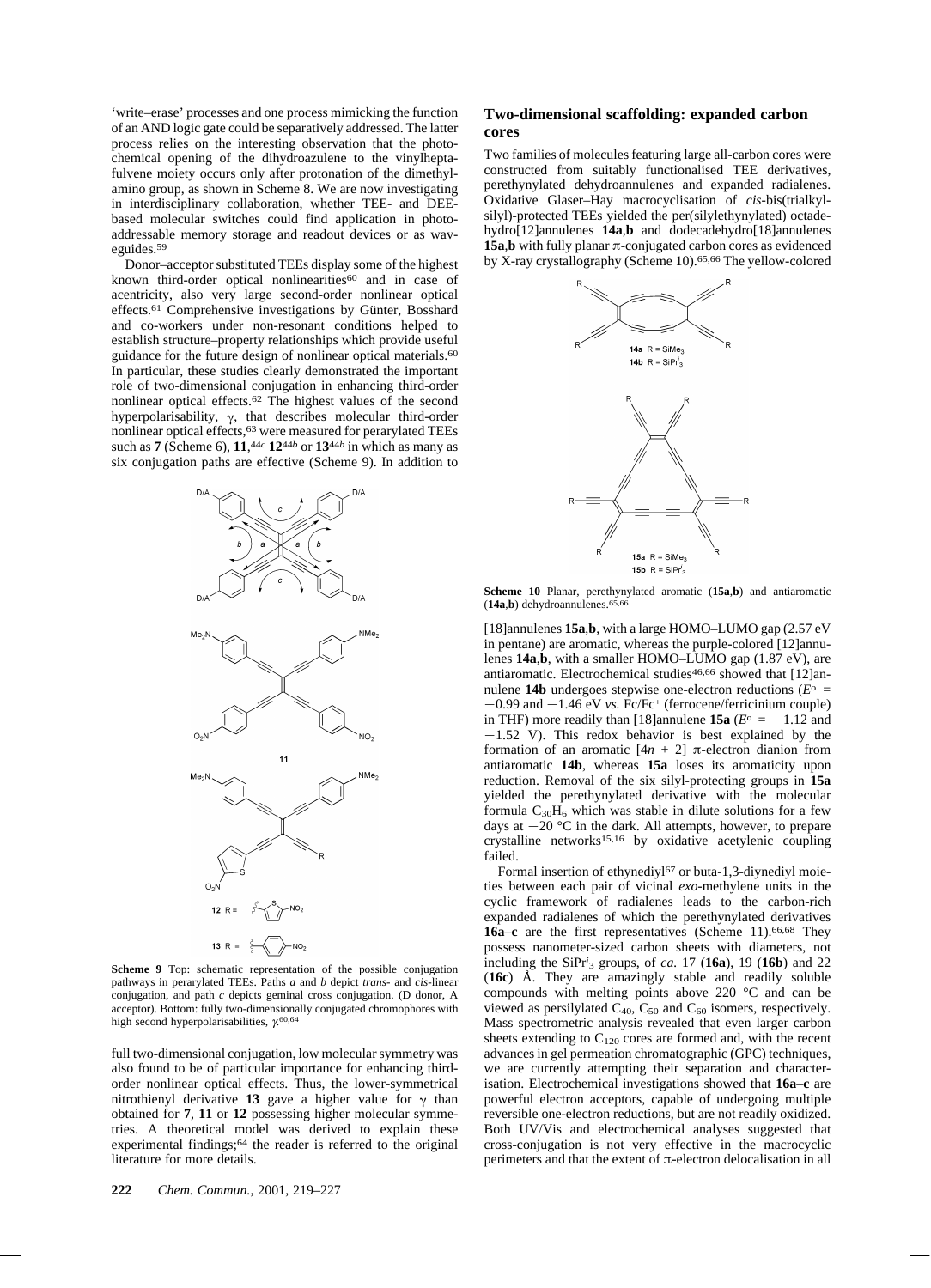'write–erase' processes and one process mimicking the function of an AND logic gate could be separately addressed. The latter process relies on the interesting observation that the photochemical opening of the dihydroazulene to the vinylheptafulvene moiety occurs only after protonation of the dimethylamino group, as shown in Scheme 8. We are now investigating in interdisciplinary collaboration, whether TEE- and DEE-based molecular switches could find application in photo-addressable memory storage and readout devices or as waveguides.[59]

Donor–acceptor substituted TEEs display some of the highest known third-order optical nonlinearities[60] and in case of acentricity, also very large second-order nonlinear optical effects.[61] Comprehensive investigations by Günter, Bosshard and co-workers under non-resonant conditions helped to establish structure–property relationships which provide useful guidance for the future design of nonlinear optical materials.[60] In particular, these studies clearly demonstrated the important role of two-dimensional conjugation in enhancing third-order nonlinear optical effects.[62] The highest values of the second hyperpolarisability, $\gamma$, that describes molecular third-order nonlinear optical effects,[63] were measured for perarylated TEEs such as **7** (Scheme 6), **11**,[44c] **12**[44b] or **13**[44b] in which as many as six conjugation paths are effective (Scheme 9). In addition to

**Scheme 9** Top: schematic representation of the possible conjugation pathways in perarylated TEEs. Paths *a* and *b* depict *trans*- and *cis*-linear conjugation, and path *c* depicts geminal cross conjugation. (D donor, A acceptor). Bottom: fully two-dimensionally conjugated chromophores with high second hyperpolarisabilities, $\gamma$.[60,64]

full two-dimensional conjugation, low molecular symmetry was also found to be of particular importance for enhancing third-order nonlinear optical effects. Thus, the lower-symmetrical nitrothienyl derivative **13** gave a higher value for $\gamma$ than obtained for **7**, **11** or **12** possessing higher molecular symmetries. A theoretical model was derived to explain these experimental findings;[64] the reader is referred to the original literature for more details.

## Two-dimensional scaffolding: expanded carbon cores

Two families of molecules featuring large all-carbon cores were constructed from suitably functionalised TEE derivatives, perethynylated dehydroannulenes and expanded radialenes. Oxidative Glaser–Hay macrocyclisation of *cis*-bis(trialkylsilyl)-protected TEEs yielded the per(silylethynylated) octadehydro[12]annulenes **14a**,**b** and dodecadehydro[18]annulenes **15a**,**b** with fully planar π-conjugated carbon cores as evidenced by X-ray crystallography (Scheme 10).[65,66] The yellow-colored

**Scheme 10** Planar, perethynylated aromatic (**15a**,**b**) and antiaromatic (**14a**,**b**) dehydroannulenes.[65,66]

[18]annulenes **15a**,**b**, with a large HOMO–LUMO gap (2.57 eV in pentane) are aromatic, whereas the purple-colored [12]annulenes **14a**,**b**, with a smaller HOMO–LUMO gap (1.87 eV), are antiaromatic. Electrochemical studies[46,66] showed that [12]annulene **14b** undergoes stepwise one-electron reductions ($E^{\circ}$ = −0.99 and −1.46 eV *vs.* Fc/Fc$^+$ (ferrocene/ferricinium couple) in THF) more readily than [18]annulene **15a** ($E^{\circ}$ = −1.12 and −1.52 V). This redox behavior is best explained by the formation of an aromatic $[4n + 2]$ π-electron dianion from antiaromatic **14b**, whereas **15a** loses its aromaticity upon reduction. Removal of the six silyl-protecting groups in **15a** yielded the perethynylated derivative with the molecular formula $C_{30}H_6$ which was stable in dilute solutions for a few days at −20 °C in the dark. All attempts, however, to prepare crystalline networks[15,16] by oxidative acetylenic coupling failed.

Formal insertion of ethynediyl[67] or buta-1,3-diynediyl moieties between each pair of vicinal *exo*-methylene units in the cyclic framework of radialenes leads to the carbon-rich expanded radialenes of which the perethynylated derivatives **16a–c** are the first representatives (Scheme 11).[66,68] They possess nanometer-sized carbon sheets with diameters, not including the $SiPr^i_3$ groups, of *ca.* 17 (**16a**), 19 (**16b**) and 22 (**16c**) Å. They are amazingly stable and readily soluble compounds with melting points above 220 °C and can be viewed as persilylated $C_{40}$, $C_{50}$ and $C_{60}$ isomers, respectively. Mass spectrometric analysis revealed that even larger carbon sheets extending to $C_{120}$ cores are formed and, with the recent advances in gel permeation chromatographic (GPC) techniques, we are currently attempting their separation and characterisation. Electrochemical investigations showed that **16a–c** are powerful electron acceptors, capable of undergoing multiple reversible one-electron reductions, but are not readily oxidized. Both UV/Vis and electrochemical analyses suggested that cross-conjugation is not very effective in the macrocyclic perimeters and that the extent of π-electron delocalisation in all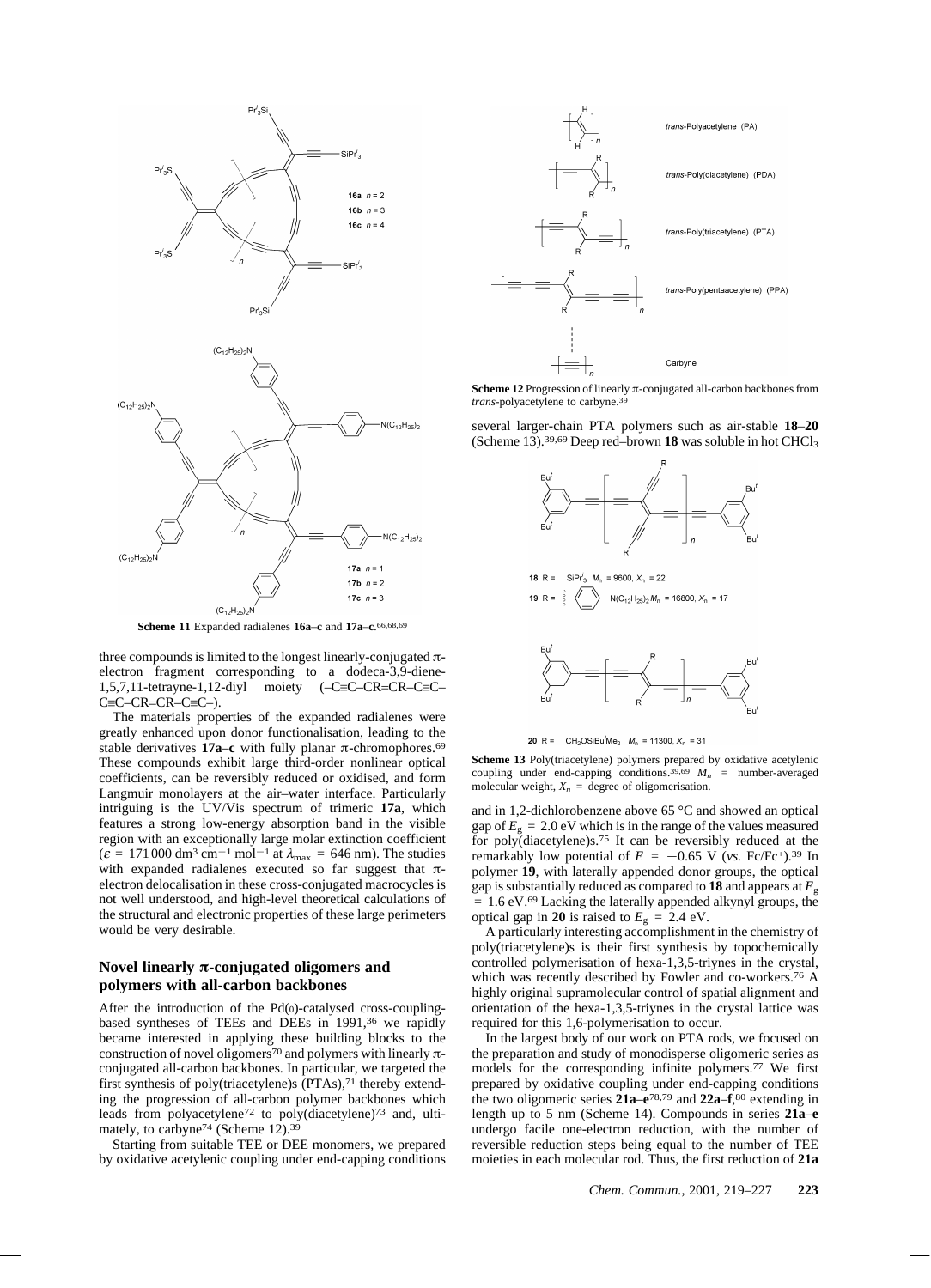**Scheme 11** Expanded radialenes **16a–c** and **17a–c**.[66,68,69]

three compounds is limited to the longest linearly-conjugated π-electron fragment corresponding to a dodeca-3,9-diene-1,5,7,11-tetrayne-1,12-diyl moiety (–C≡C–CR=CR–C≡C–C≡C–CR=CR–C≡C–).

The materials properties of the expanded radialenes were greatly enhanced upon donor functionalisation, leading to the stable derivatives **17a–c** with fully planar π-chromophores.[69] These compounds exhibit large third-order nonlinear optical coefficients, can be reversibly reduced or oxidised, and form Langmuir monolayers at the air–water interface. Particularly intriguing is the UV/Vis spectrum of trimeric **17a**, which features a strong low-energy absorption band in the visible region with an exceptionally large molar extinction coefficient ($\varepsilon$ = 171 000 dm$^3$ cm$^{-1}$ mol$^{-1}$ at $\lambda_{max}$ = 646 nm). The studies with expanded radialenes executed so far suggest that π-electron delocalisation in these cross-conjugated macrocycles is not well understood, and high-level theoretical calculations of the structural and electronic properties of these large perimeters would be very desirable.

## Novel linearly π-conjugated oligomers and polymers with all-carbon backbones

After the introduction of the Pd(0)-catalysed cross-coupling-based syntheses of TEEs and DEEs in 1991,[36] we rapidly became interested in applying these building blocks to the construction of novel oligomers[70] and polymers with linearly π-conjugated all-carbon backbones. In particular, we targeted the first synthesis of poly(triacetylene)s (PTAs),[71] thereby extending the progression of all-carbon polymer backbones which leads from polyacetylene[72] to poly(diacetylene)[73] and, ultimately, to carbyne[74] (Scheme 12).[39]

Starting from suitable TEE or DEE monomers, we prepared by oxidative acetylenic coupling under end-capping conditions several larger-chain PTA polymers such as air-stable **18**–**20** (Scheme 13).[39,69] Deep red–brown **18** was soluble in hot $CHCl_3$ and in 1,2-dichlorobenzene above 65 °C and showed an optical gap of $E_g$ = 2.0 eV which is in the range of the values measured for poly(diacetylene)s.[75] It can be reversibly reduced at the remarkably low potential of $E$ = −0.65 V (*vs.* Fc/Fc$^+$).[39] In polymer **19**, with laterally appended donor groups, the optical gap is substantially reduced as compared to **18** and appears at $E_g$ = 1.6 eV.[69] Lacking the laterally appended alkynyl groups, the optical gap in **20** is raised to $E_g$ = 2.4 eV.

**Scheme 12** Progression of linearly π-conjugated all-carbon backbones from *trans*-polyacetylene to carbyne.[39]

**Scheme 13** Poly(triacetylene) polymers prepared by oxidative acetylenic coupling under end-capping conditions.[39,69] $M_n$ = number-averaged molecular weight, $X_n$ = degree of oligomerisation.

A particularly interesting accomplishment in the chemistry of poly(triacetylene)s is their first synthesis by topochemically controlled polymerisation of hexa-1,3,5-triynes in the crystal, which was recently described by Fowler and co-workers.[76] A highly original supramolecular control of spatial alignment and orientation of the hexa-1,3,5-triynes in the crystal lattice was required for this 1,6-polymerisation to occur.

In the largest body of our work on PTA rods, we focused on the preparation and study of monodisperse oligomeric series as models for the corresponding infinite polymers.[77] We first prepared by oxidative coupling under end-capping conditions the two oligomeric series **21a–e**[78,79] and **22a–f**,[80] extending in length up to 5 nm (Scheme 14). Compounds in series **21a–e** undergo facile one-electron reduction, with the number of reversible reduction steps being equal to the number of TEE moieties in each molecular rod. Thus, the first reduction of **21a**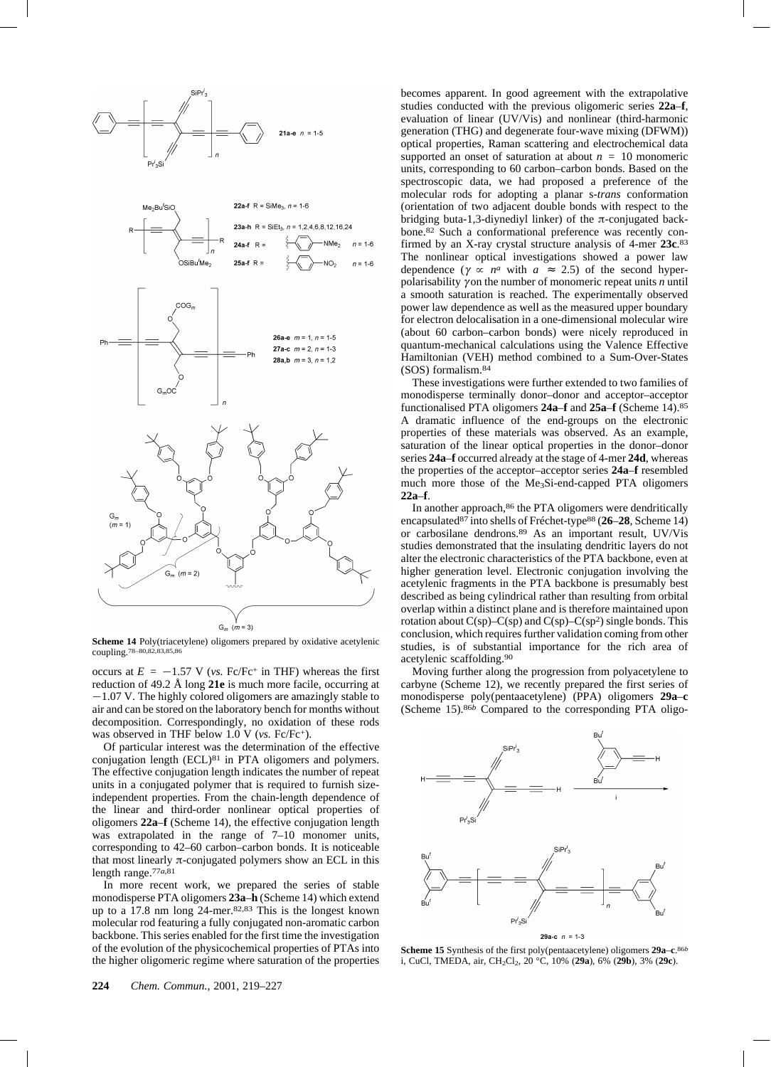**Scheme 14** Poly(triacetylene) oligomers prepared by oxidative acetylenic coupling.[78–80,82,83,85,86]

occurs at $E = -1.57$ V (*vs.* Fc/Fc$^+$ in THF) whereas the first reduction of 49.2 Å long **21e** is much more facile, occurring at $-1.07$ V. The highly colored oligomers are amazingly stable to air and can be stored on the laboratory bench for months without decomposition. Correspondingly, no oxidation of these rods was observed in THF below 1.0 V (*vs.* Fc/Fc$^+$).

Of particular interest was the determination of the effective conjugation length (ECL)[81] in PTA oligomers and polymers. The effective conjugation length indicates the number of repeat units in a conjugated polymer that is required to furnish size-independent properties. From the chain-length dependence of the linear and third-order nonlinear optical properties of oligomers **22a–f** (Scheme 14), the effective conjugation length was extrapolated in the range of 7–10 monomer units, corresponding to 42–60 carbon–carbon bonds. It is noticeable that most linearly π-conjugated polymers show an ECL in this length range.[77a,81]

In more recent work, we prepared the series of stable monodisperse PTA oligomers **23a–h** (Scheme 14) which extend up to a 17.8 nm long 24-mer.[82,83] This is the longest known molecular rod featuring a fully conjugated non-aromatic carbon backbone. This series enabled for the first time the investigation of the evolution of the physicochemical properties of PTAs into the higher oligomeric regime where saturation of the properties becomes apparent. In good agreement with the extrapolative studies conducted with the previous oligomeric series **22a–f**, evaluation of linear (UV/Vis) and nonlinear (third-harmonic generation (THG) and degenerate four-wave mixing (DFWM)) optical properties, Raman scattering and electrochemical data supported an onset of saturation at about $n = 10$ monomeric units, corresponding to 60 carbon–carbon bonds. Based on the spectroscopic data, we had proposed a preference of the molecular rods for adopting a planar s-*trans* conformation (orientation of two adjacent double bonds with respect to the bridging buta-1,3-diynediyl linker) of the π-conjugated backbone.[82] Such a conformational preference was recently confirmed by an X-ray crystal structure analysis of 4-mer **23c**.[83] The nonlinear optical investigations showed a power law dependence ($\gamma \propto n^a$ with $a \approx 2.5$) of the second hyperpolarisability $\gamma$ on the number of monomeric repeat units $n$ until a smooth saturation is reached. The experimentally observed power law dependence as well as the measured upper boundary for electron delocalisation in a one-dimensional molecular wire (about 60 carbon–carbon bonds) were nicely reproduced in quantum-mechanical calculations using the Valence Effective Hamiltonian (VEH) method combined to a Sum-Over-States (SOS) formalism.[84]

These investigations were further extended to two families of monodisperse terminally donor–donor and acceptor–acceptor functionalised PTA oligomers **24a–f** and **25a–f** (Scheme 14).[85] A dramatic influence of the end-groups on the electronic properties of these materials was observed. As an example, saturation of the linear optical properties in the donor–donor series **24a–f** occurred already at the stage of 4-mer **24d**, whereas the properties of the acceptor–acceptor series **24a–f** resembled much more those of the $Me_3Si$-end-capped PTA oligomers **22a–f**.

In another approach,[86] the PTA oligomers were dendritically encapsulated[87] into shells of Fréchet-type[88] (**26–28**, Scheme 14) or carbosilane dendrons.[89] As an important result, UV/Vis studies demonstrated that the insulating dendritic layers do not alter the electronic characteristics of the PTA backbone, even at higher generation level. Electronic conjugation involving the acetylenic fragments in the PTA backbone is presumably best described as being cylindrical rather than resulting from orbital overlap within a distinct plane and is therefore maintained upon rotation about C(sp)–C(sp) and C(sp)–C(sp$^2$) single bonds. This conclusion, which requires further validation coming from other studies, is of substantial importance for the rich area of acetylenic scaffolding.[90]

Moving further along the progression from polyacetylene to carbyne (Scheme 12), we recently prepared the first series of monodisperse poly(pentaacetylene) (PPA) oligomers **29a–c** (Scheme 15).[86b] Compared to the corresponding PTA oligo-

**Scheme 15** Synthesis of the first poly(pentaacetylene) oligomers **29a–c**.[86b] i, CuCl, TMEDA, air, $CH_2Cl_2$, 20 °C, 10% (**29a**), 6% (**29b**), 3% (**29c**).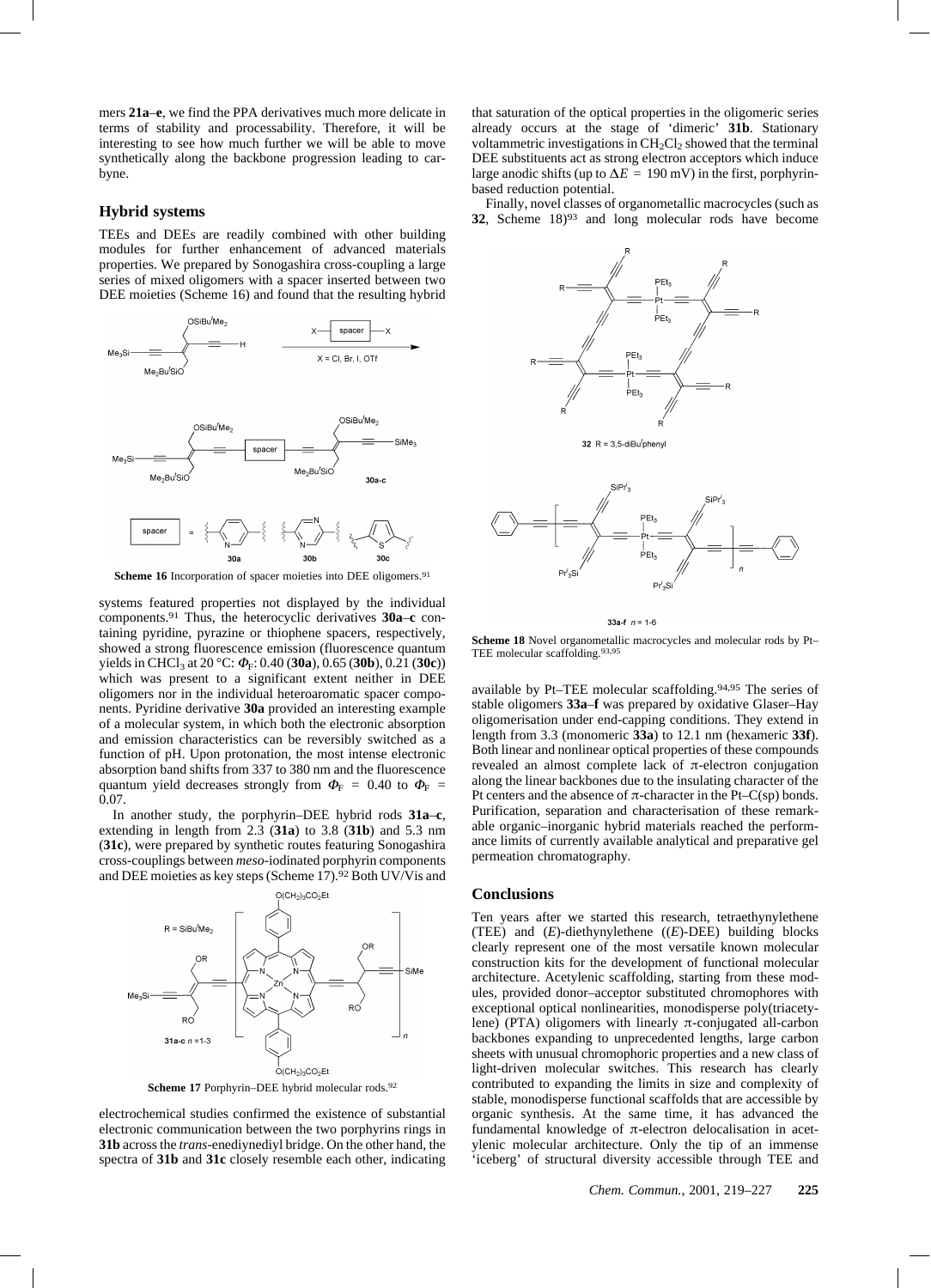mers **21a**–**e**, we find the PPA derivatives much more delicate in terms of stability and processability. Therefore, it will be interesting to see how much further we will be able to move synthetically along the backbone progression leading to carbyne.

## Hybrid systems

TEEs and DEEs are readily combined with other building modules for further enhancement of advanced materials properties. We prepared by Sonogashira cross-coupling a large series of mixed oligomers with a spacer inserted between two DEE moieties (Scheme 16) and found that the resulting hybrid systems featured properties not displayed by the individual components.[91] Thus, the heterocyclic derivatives **30a**–**c** containing pyridine, pyrazine or thiophene spacers, respectively, showed a strong fluorescence emission (fluorescence quantum yields in $CHCl_3$ at 20 °C: $\Phi_F$: 0.40 (**30a**), 0.65 (**30b**), 0.21 (**30c**)) which was present to a significant extent neither in DEE oligomers nor in the individual heteroaromatic spacer components. Pyridine derivative **30a** provided an interesting example of a molecular system, in which both the electronic absorption and emission characteristics can be reversibly switched as a function of pH. Upon protonation, the most intense electronic absorption band shifts from 337 to 380 nm and the fluorescence quantum yield decreases strongly from $\Phi_F$ = 0.40 to $\Phi_F$ = 0.07.

**Scheme 16** Incorporation of spacer moieties into DEE oligomers.[91]

In another study, the porphyrin–DEE hybrid rods **31a**–**c**, extending in length from 2.3 (**31a**) to 3.8 (**31b**) and 5.3 nm (**31c**), were prepared by synthetic routes featuring Sonogashira cross-couplings between *meso*-iodinated porphyrin components and DEE moieties as key steps (Scheme 17).[92] Both UV/Vis and electrochemical studies confirmed the existence of substantial electronic communication between the two porphyrins rings in **31b** across the *trans*-enediynediyl bridge. On the other hand, the spectra of **31b** and **31c** closely resemble each other, indicating that saturation of the optical properties in the oligomeric series already occurs at the stage of 'dimeric' **31b**. Stationary voltammetric investigations in $CH_2Cl_2$ showed that the terminal DEE substituents act as strong electron acceptors which induce large anodic shifts (up to $\Delta E$ = 190 mV) in the first, porphyrin-based reduction potential.

**Scheme 17** Porphyrin–DEE hybrid molecular rods.[92]

Finally, novel classes of organometallic macrocycles (such as **32**, Scheme 18)[93] and long molecular rods have become available by Pt–TEE molecular scaffolding.[94,95] The series of stable oligomers **33a**–**f** was prepared by oxidative Glaser–Hay oligomerisation under end-capping conditions. They extend in length from 3.3 (monomeric **33a**) to 12.1 nm (hexameric **33f**). Both linear and nonlinear optical properties of these compounds revealed an almost complete lack of π-electron conjugation along the linear backbones due to the insulating character of the Pt centers and the absence of π-character in the Pt–C(sp) bonds. Purification, separation and characterisation of these remarkable organic–inorganic hybrid materials reached the performance limits of currently available analytical and preparative gel permeation chromatography.

**Scheme 18** Novel organometallic macrocycles and molecular rods by Pt–TEE molecular scaffolding.[93,95]

## Conclusions

Ten years after we started this research, tetraethynylethene (TEE) and (*E*)-diethynylethene ((*E*)-DEE) building blocks clearly represent one of the most versatile known molecular construction kits for the development of functional molecular architecture. Acetylenic scaffolding, starting from these modules, provided donor–acceptor substituted chromophores with exceptional optical nonlinearities, monodisperse poly(triacetylene) (PTA) oligomers with linearly π-conjugated all-carbon backbones expanding to unprecedented lengths, large carbon sheets with unusual chromophoric properties and a new class of light-driven molecular switches. This research has clearly contributed to expanding the limits in size and complexity of stable, monodisperse functional scaffolds that are accessible by organic synthesis. At the same time, it has advanced the fundamental knowledge of π-electron delocalisation in acetylenic molecular architecture. Only the tip of an immense 'iceberg' of structural diversity accessible through TEE and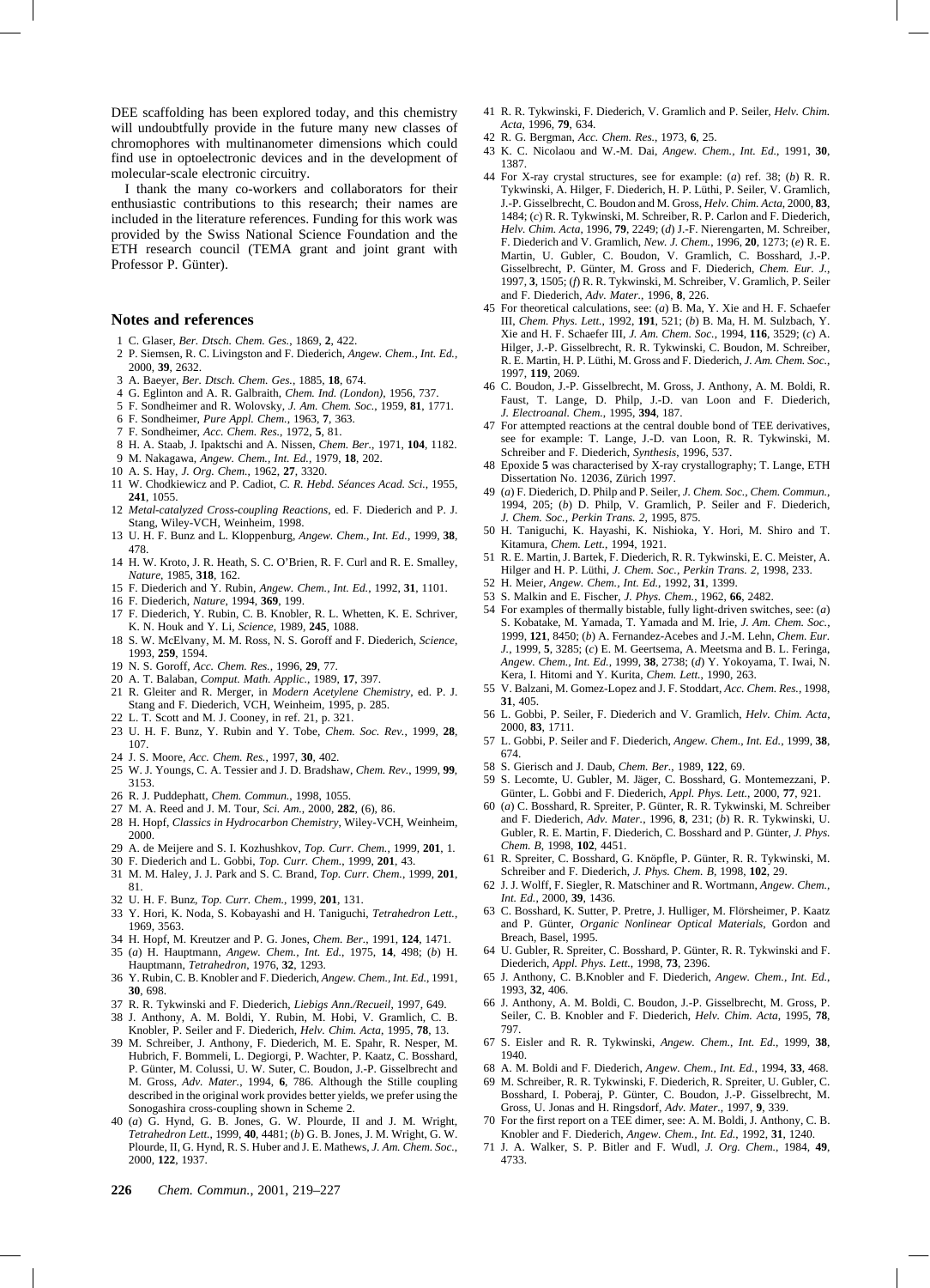DEE scaffolding has been explored today, and this chemistry will undoubtfully provide in the future many new classes of chromophores with multinanometer dimensions which could find use in optoelectronic devices and in the development of molecular-scale electronic circuitry.

I thank the many co-workers and collaborators for their enthusiastic contributions to this research; their names are included in the literature references. Funding for this work was provided by the Swiss National Science Foundation and the ETH research council (TEMA grant and joint grant with Professor P. Günter).

## Notes and references

1 C. Glaser, *Ber. Dtsch. Chem. Ges.*, 1869, **2**, 422.
2 P. Siemsen, R. C. Livingston and F. Diederich, *Angew. Chem., Int. Ed.*, 2000, **39**, 2632.
3 A. Baeyer, *Ber. Dtsch. Chem. Ges.*, 1885, **18**, 674.
4 G. Eglinton and A. R. Galbraith, *Chem. Ind. (London)*, 1956, 737.
5 F. Sondheimer and R. Wolovsky, *J. Am. Chem. Soc.*, 1959, **81**, 1771.
6 F. Sondheimer, *Pure Appl. Chem.*, 1963, **7**, 363.
7 F. Sondheimer, *Acc. Chem. Res.*, 1972, **5**, 81.
8 H. A. Staab, J. Ipaktschi and A. Nissen, *Chem. Ber.*, 1971, **104**, 1182.
9 M. Nakagawa, *Angew. Chem., Int. Ed.*, 1979, **18**, 202.
10 A. S. Hay, *J. Org. Chem.*, 1962, **27**, 3320.
11 W. Chodkiewicz and P. Cadiot, *C. R. Hebd. Séances Acad. Sci.*, 1955, **241**, 1055.
12 *Metal-catalyzed Cross-coupling Reactions*, ed. F. Diederich and P. J. Stang, Wiley-VCH, Weinheim, 1998.
13 U. H. F. Bunz and L. Kloppenburg, *Angew. Chem., Int. Ed.*, 1999, **38**, 478.
14 H. W. Kroto, J. R. Heath, S. C. O'Brien, R. F. Curl and R. E. Smalley, *Nature*, 1985, **318**, 162.
15 F. Diederich and Y. Rubin, *Angew. Chem., Int. Ed.*, 1992, **31**, 1101.
16 F. Diederich, *Nature*, 1994, **369**, 199.
17 F. Diederich, Y. Rubin, C. B. Knobler, R. L. Whetten, K. E. Schriver, K. N. Houk and Y. Li, *Science*, 1989, **245**, 1088.
18 S. W. McElvany, M. M. Ross, N. S. Goroff and F. Diederich, *Science*, 1993, **259**, 1594.
19 N. S. Goroff, *Acc. Chem. Res.*, 1996, **29**, 77.
20 A. T. Balaban, *Comput. Math. Applic.*, 1989, **17**, 397.
21 R. Gleiter and R. Merger, in *Modern Acetylene Chemistry*, ed. P. J. Stang and F. Diederich, VCH, Weinheim, 1995, p. 285.
22 L. T. Scott and M. J. Cooney, in ref. 21, p. 321.
23 U. H. F. Bunz, Y. Rubin and Y. Tobe, *Chem. Soc. Rev.*, 1999, **28**, 107.
24 J. S. Moore, *Acc. Chem. Res.*, 1997, **30**, 402.
25 W. J. Youngs, C. A. Tessier and J. D. Bradshaw, *Chem. Rev.*, 1999, **99**, 3153.
26 R. J. Puddephatt, *Chem. Commun.*, 1998, 1055.
27 M. A. Reed and J. M. Tour, *Sci. Am.*, 2000, **282**, (6), 86.
28 H. Hopf, *Classics in Hydrocarbon Chemistry*, Wiley-VCH, Weinheim, 2000.
29 A. de Meijere and S. I. Kozhushkov, *Top. Curr. Chem.*, 1999, **201**, 1.
30 F. Diederich and L. Gobbi, *Top. Curr. Chem.*, 1999, **201**, 43.
31 M. M. Haley, J. J. Park and S. C. Brand, *Top. Curr. Chem.*, 1999, **201**, 81.
32 U. H. F. Bunz, *Top. Curr. Chem.*, 1999, **201**, 131.
33 Y. Hori, K. Noda, S. Kobayashi and H. Taniguchi, *Tetrahedron Lett.*, 1969, 3563.
34 H. Hopf, M. Kreutzer and P. G. Jones, *Chem. Ber.*, 1991, **124**, 1471.
35 (*a*) H. Hauptmann, *Angew. Chem., Int. Ed.*, 1975, **14**, 498; (*b*) H. Hauptmann, *Tetrahedron*, 1976, **32**, 1293.
36 Y. Rubin, C. B. Knobler and F. Diederich, *Angew. Chem., Int. Ed.*, 1991, **30**, 698.
37 R. R. Tykwinski and F. Diederich, *Liebigs Ann./Recueil*, 1997, 649.
38 J. Anthony, A. M. Boldi, Y. Rubin, M. Hobi, V. Gramlich, C. B. Knobler, P. Seiler and F. Diederich, *Helv. Chim. Acta*, 1995, **78**, 13.
39 M. Schreiber, J. Anthony, F. Diederich, M. E. Spahr, R. Nesper, M. Hubrich, F. Bommeli, L. Degiorgi, P. Wachter, P. Kaatz, C. Bosshard, P. Günter, M. Colussi, U. W. Suter, C. Boudon, J.-P. Gisselbrecht and M. Gross, *Adv. Mater.*, 1994, **6**, 786. Although the Stille coupling described in the original work provides better yields, we prefer using the Sonogashira cross-coupling shown in Scheme 2.
40 (*a*) G. Hynd, G. B. Jones, G. W. Plourde, II and J. M. Wright, *Tetrahedron Lett.*, 1999, **40**, 4481; (*b*) G. B. Jones, J. M. Wright, G. W. Plourde, II, G. Hynd, R. S. Huber and J. E. Mathews, *J. Am. Chem. Soc.*, 2000, **122**, 1937.
41 R. R. Tykwinski, F. Diederich, V. Gramlich and P. Seiler, *Helv. Chim. Acta*, 1996, **79**, 634.
42 R. G. Bergman, *Acc. Chem. Res.*, 1973, **6**, 25.
43 K. C. Nicolaou and W.-M. Dai, *Angew. Chem., Int. Ed.*, 1991, **30**, 1387.
44 For X-ray crystal structures, see for example: (*a*) ref. 38; (*b*) R. R. Tykwinski, A. Hilger, F. Diederich, H. P. Lüthi, P. Seiler, V. Gramlich, J.-P. Gisselbrecht, C. Boudon and M. Gross, *Helv. Chim. Acta*, 2000, **83**, 1484; (*c*) R. R. Tykwinski, M. Schreiber, R. P. Carlon and F. Diederich, *Helv. Chim. Acta*, 1996, **79**, 2249; (*d*) J.-F. Nierengarten, M. Schreiber, F. Diederich and V. Gramlich, *New. J. Chem.*, 1996, **20**, 1273; (*e*) R. E. Martin, U. Gubler, C. Boudon, V. Gramlich, C. Bosshard, J.-P. Gisselbrecht, P. Günter, M. Gross and F. Diederich, *Chem. Eur. J.*, 1997, **3**, 1505; (*f*) R. R. Tykwinski, M. Schreiber, V. Gramlich, P. Seiler and F. Diederich, *Adv. Mater.*, 1996, **8**, 226.
45 For theoretical calculations, see: (*a*) B. Ma, Y. Xie and H. F. Schaefer III, *Chem. Phys. Lett.*, 1992, **191**, 521; (*b*) B. Ma, H. M. Sulzbach, Y. Xie and H. F. Schaefer III, *J. Am. Chem. Soc.*, 1994, **116**, 3529; (*c*) A. Hilger, J.-P. Gisselbrecht, R. R. Tykwinski, C. Boudon, M. Schreiber, R. E. Martin, H. P. Lüthi, M. Gross and F. Diederich, *J. Am. Chem. Soc.*, 1997, **119**, 2069.
46 C. Boudon, J.-P. Gisselbrecht, M. Gross, J. Anthony, A. M. Boldi, R. Faust, T. Lange, D. Philp, J.-D. van Loon and F. Diederich, *J. Electroanal. Chem.*, 1995, **394**, 187.
47 For attempted reactions at the central double bond of TEE derivatives, see for example: T. Lange, J.-D. van Loon, R. R. Tykwinski, M. Schreiber and F. Diederich, *Synthesis*, 1996, 537.
48 Epoxide **5** was characterised by X-ray crystallography; T. Lange, ETH Dissertation No. 12036, Zürich 1997.
49 (*a*) F. Diederich, D. Philp and P. Seiler, *J. Chem. Soc., Chem. Commun.*, 1994, 205; (*b*) D. Philp, V. Gramlich, P. Seiler and F. Diederich, *J. Chem. Soc., Perkin Trans. 2*, 1995, 875.
50 H. Taniguchi, K. Hayashi, K. Nishioka, Y. Hori, M. Shiro and T. Kitamura, *Chem. Lett.*, 1994, 1921.
51 R. E. Martin, J. Bartek, F. Diederich, R. R. Tykwinski, E. C. Meister, A. Hilger and H. P. Lüthi, *J. Chem. Soc., Perkin Trans. 2*, 1998, 233.
52 H. Meier, *Angew. Chem., Int. Ed.*, 1992, **31**, 1399.
53 S. Malkin and E. Fischer, *J. Phys. Chem.*, 1962, **66**, 2482.
54 For examples of thermally bistable, fully light-driven switches, see: (*a*) S. Kobatake, M. Yamada, T. Yamada and M. Irie, *J. Am. Chem. Soc.*, 1999, **121**, 8450; (*b*) A. Fernandez-Acebes and J.-M. Lehn, *Chem. Eur. J.*, 1999, **5**, 3285; (*c*) E. M. Geertsema, A. Meetsma and B. L. Feringa, *Angew. Chem., Int. Ed.*, 1999, **38**, 2738; (*d*) Y. Yokoyama, T. Iwai, N. Kera, I. Hitomi and Y. Kurita, *Chem. Lett.*, 1990, 263.
55 V. Balzani, M. Gomez-Lopez and J. F. Stoddart, *Acc. Chem. Res.*, 1998, **31**, 405.
56 L. Gobbi, P. Seiler, F. Diederich and V. Gramlich, *Helv. Chim. Acta*, 2000, **83**, 1711.
57 L. Gobbi, P. Seiler and F. Diederich, *Angew. Chem., Int. Ed.*, 1999, **38**, 674.
58 S. Gierisch and J. Daub, *Chem. Ber.*, 1989, **122**, 69.
59 S. Lecomte, U. Gubler, M. Jäger, C. Bosshard, G. Montemezzani, P. Günter, L. Gobbi and F. Diederich, *Appl. Phys. Lett.*, 2000, **77**, 921.
60 (*a*) C. Bosshard, R. Spreiter, P. Günter, R. R. Tykwinski, M. Schreiber and F. Diederich, *Adv. Mater.*, 1996, **8**, 231; (*b*) R. R. Tykwinski, U. Gubler, R. E. Martin, F. Diederich, C. Bosshard and P. Günter, *J. Phys. Chem. B*, 1998, **102**, 4451.
61 R. Spreiter, C. Bosshard, G. Knöpfle, P. Günter, R. R. Tykwinski, M. Schreiber and F. Diederich, *J. Phys. Chem. B*, 1998, **102**, 29.
62 J. J. Wolff, F. Siegler, R. Matschiner and R. Wortmann, *Angew. Chem., Int. Ed.*, 2000, **39**, 1436.
63 C. Bosshard, K. Sutter, P. Pretre, J. Hulliger, M. Flörsheimer, P. Kaatz and P. Günter, *Organic Nonlinear Optical Materials*, Gordon and Breach, Basel, 1995.
64 U. Gubler, R. Spreiter, C. Bosshard, P. Günter, R. R. Tykwinski and F. Diederich, *Appl. Phys. Lett.*, 1998, **73**, 2396.
65 J. Anthony, C. B.Knobler and F. Diederich, *Angew. Chem., Int. Ed.*, 1993, **32**, 406.
66 J. Anthony, A. M. Boldi, C. Boudon, J.-P. Gisselbrecht, M. Gross, P. Seiler, C. B. Knobler and F. Diederich, *Helv. Chim. Acta*, 1995, **78**, 797.
67 S. Eisler and R. R. Tykwinski, *Angew. Chem., Int. Ed.*, 1999, **38**, 1940.
68 A. M. Boldi and F. Diederich, *Angew. Chem., Int. Ed.*, 1994, **33**, 468.
69 M. Schreiber, R. R. Tykwinski, F. Diederich, R. Spreiter, U. Gubler, C. Bosshard, I. Poberaj, P. Günter, C. Boudon, J.-P. Gisselbrecht, M. Gross, U. Jonas and H. Ringsdorf, *Adv. Mater.*, 1997, **9**, 339.
70 For the first report on a TEE dimer, see: A. M. Boldi, J. Anthony, C. B. Knobler and F. Diederich, *Angew. Chem., Int. Ed.*, 1992, **31**, 1240.
71 J. A. Walker, S. P. Bitler and F. Wudl, *J. Org. Chem.*, 1984, **49**, 4733.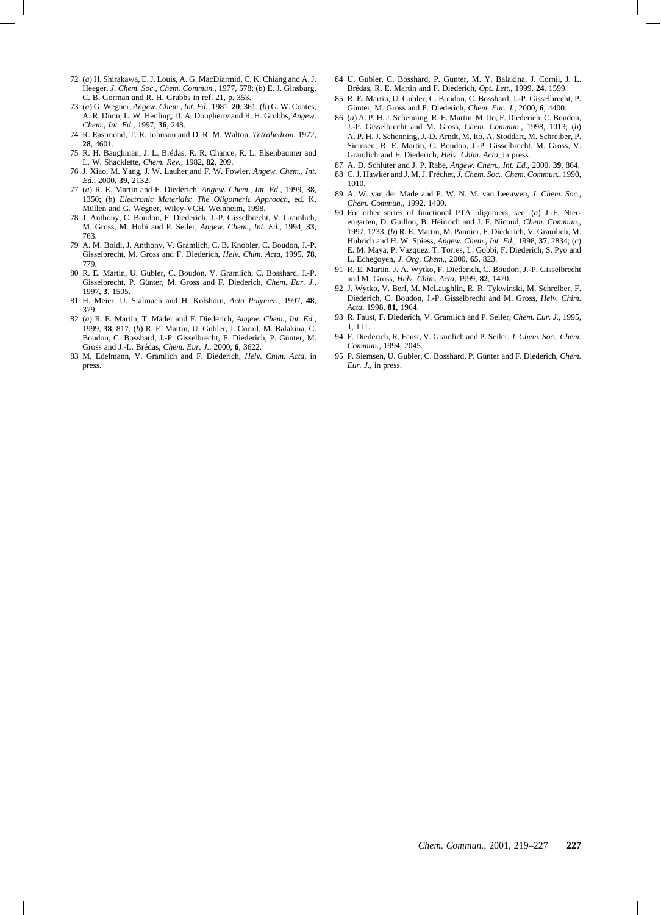72 (*a*) H. Shirakawa, E. J. Louis, A. G. MacDiarmid, C. K. Chiang and A. J. Heeger, *J. Chem. Soc., Chem. Commun.*, 1977, 578; (*b*) E. J. Ginsburg, C. B. Gorman and R. H. Grubbs in ref. 21, p. 353.

73 (*a*) G. Wegner, *Angew. Chem., Int. Ed.*, 1981, **20**, 361; (*b*) G. W. Coates, A. R. Dunn, L. W. Henling, D. A. Dougherty and R. H. Grubbs, *Angew. Chem., Int. Ed.*, 1997, **36**, 248.

74 R. Eastmond, T. R. Johnson and D. R. M. Walton, *Tetrahedron*, 1972, **28**, 4601.

75 R. H. Baughman, J. L. Brédas, R. R. Chance, R. L. Elsenbaumer and L. W. Shacklette, *Chem. Rev.*, 1982, **82**, 209.

76 J. Xiao, M. Yang, J. W. Lauher and F. W. Fowler, *Angew. Chem., Int. Ed.*, 2000, **39**, 2132.

77 (*a*) R. E. Martin and F. Diederich, *Angew. Chem., Int. Ed.*, 1999, **38**, 1350; (*b*) *Electronic Materials: The Oligomeric Approach*, ed. K. Müllen and G. Wegner, Wiley-VCH, Weinheim, 1998.

78 J. Anthony, C. Boudon, F. Diederich, J.-P. Gisselbrecht, V. Gramlich, M. Gross, M. Hobi and P. Seiler, *Angew. Chem., Int. Ed.*, 1994, **33**, 763.

79 A. M. Boldi, J. Anthony, V. Gramlich, C. B. Knobler, C. Boudon, J.-P. Gisselbrecht, M. Gross and F. Diederich, *Helv. Chim. Acta*, 1995, **78**, 779.

80 R. E. Martin, U. Gubler, C. Boudon, V. Gramlich, C. Bosshard, J.-P. Gisselbrecht, P. Günter, M. Gross and F. Diederich, *Chem. Eur. J.*, 1997, **3**, 1505.

81 H. Meier, U. Stalmach and H. Kolshorn, *Acta Polymer.*, 1997, **48**, 379.

82 (*a*) R. E. Martin, T. Mäder and F. Diederich, *Angew. Chem., Int. Ed.*, 1999, **38**, 817; (*b*) R. E. Martin, U. Gubler, J. Cornil, M. Balakina, C. Boudon, C. Bosshard, J.-P. Gisselbrecht, F. Diederich, P. Günter, M. Gross and J.-L. Brédas, *Chem. Eur. J.*, 2000, **6**, 3622.

83 M. Edelmann, V. Gramlich and F. Diederich, *Helv. Chim. Acta*, in press.

84 U. Gubler, C. Bosshard, P. Günter, M. Y. Balakina, J. Cornil, J. L. Brédas, R. E. Martin and F. Diederich, *Opt. Lett.*, 1999, **24**, 1599.

85 R. E. Martin, U. Gubler, C. Boudon, C. Bosshard, J.-P. Gisselbrecht, P. Günter, M. Gross and F. Diederich, *Chem. Eur. J.*, 2000, **6**, 4400.

86 (*a*) A. P. H. J. Schenning, R. E. Martin, M. Ito, F. Diederich, C. Boudon, J.-P. Gisselbrecht and M. Gross, *Chem. Commun.*, 1998, 1013; (*b*) A. P. H. J. Schenning, J.-D. Arndt, M. Ito, A. Stoddart, M. Schreiber, P. Siemsen, R. E. Martin, C. Boudon, J.-P. Gisselbrecht, M. Gross, V. Gramlich and F. Diederich, *Helv. Chim. Acta*, in press.

87 A. D. Schlüter and J. P. Rabe, *Angew. Chem., Int. Ed.*, 2000, **39**, 864.

88 C. J. Hawker and J. M. J. Fréchet, *J. Chem. Soc., Chem. Commun.*, 1990, 1010.

89 A. W. van der Made and P. W. N. M. van Leeuwen, *J. Chem. Soc., Chem. Commun.*, 1992, 1400.

90 For other series of functional PTA oligomers, see: (*a*) J.-F. Nierengarten, D. Guillon, B. Heinrich and J. F. Nicoud, *Chem. Commun.*, 1997, 1233; (*b*) R. E. Martin, M. Pannier, F. Diederich, V. Gramlich, M. Hubrich and H. W. Spiess, *Angew. Chem., Int. Ed.*, 1998, **37**, 2834; (*c*) E. M. Maya, P. Vazquez, T. Torres, L. Gobbi, F. Diederich, S. Pyo and L. Echegoyen, *J. Org. Chem.*, 2000, **65**, 823.

91 R. E. Martin, J. A. Wytko, F. Diederich, C. Boudon, J.-P. Gisselbrecht and M. Gross, *Helv. Chim. Acta*, 1999, **82**, 1470.

92 J. Wytko, V. Berl, M. McLaughlin, R. R. Tykwinski, M. Schreiber, F. Diederich, C. Boudon, J.-P. Gisselbrecht and M. Gross, *Helv. Chim. Acta*, 1998, **81**, 1964.

93 R. Faust, F. Diederich, V. Gramlich and P. Seiler, *Chem. Eur. J.*, 1995, **1**, 111.

94 F. Diederich, R. Faust, V. Gramlich and P. Seiler, *J. Chem. Soc., Chem. Commun.*, 1994, 2045.

95 P. Siemsen, U. Gubler, C. Bosshard, P. Günter and F. Diederich, *Chem. Eur. J.*, in press.